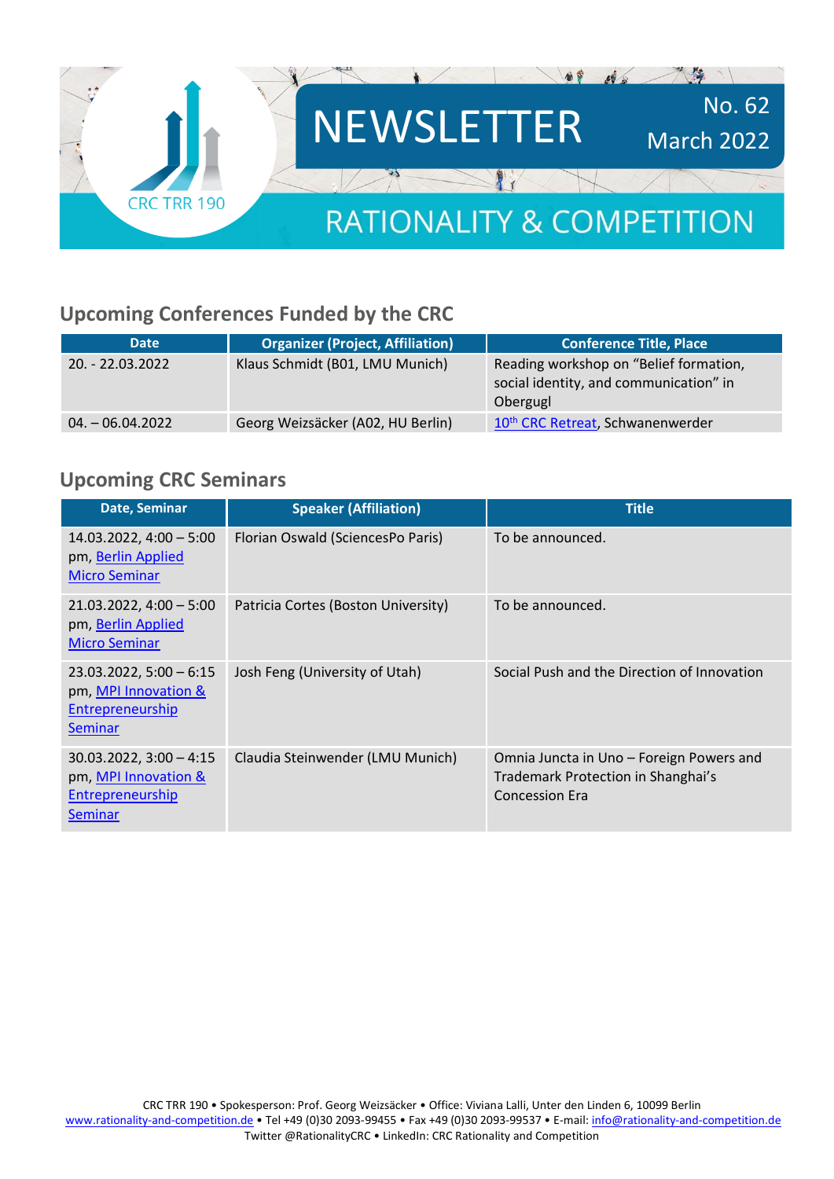# NEWSLETTER

No. 62
March 2022

CRC TRR 190

RATIONALITY & COMPETITION

## Upcoming Conferences Funded by the CRC

| Date | Organizer (Project, Affiliation) | Conference Title, Place |
| --- | --- | --- |
| 20. - 22.03.2022 | Klaus Schmidt (B01, LMU Munich) | Reading workshop on "Belief formation, social identity, and communication" in Obergugl |
| 04. – 06.04.2022 | Georg Weizsäcker (A02, HU Berlin) | 10th CRC Retreat, Schwanenwerder |

## Upcoming CRC Seminars

| Date, Seminar | Speaker (Affiliation) | Title |
| --- | --- | --- |
| 14.03.2022, 4:00 – 5:00 pm, Berlin Applied Micro Seminar | Florian Oswald (SciencesPo Paris) | To be announced. |
| 21.03.2022, 4:00 – 5:00 pm, Berlin Applied Micro Seminar | Patricia Cortes (Boston University) | To be announced. |
| 23.03.2022, 5:00 – 6:15 pm, MPI Innovation & Entrepreneurship Seminar | Josh Feng (University of Utah) | Social Push and the Direction of Innovation |
| 30.03.2022, 3:00 – 4:15 pm, MPI Innovation & Entrepreneurship Seminar | Claudia Steinwender (LMU Munich) | Omnia Juncta in Uno – Foreign Powers and Trademark Protection in Shanghai's Concession Era |

CRC TRR 190 • Spokesperson: Prof. Georg Weizsäcker • Office: Viviana Lalli, Unter den Linden 6, 10099 Berlin
www.rationality-and-competition.de • Tel +49 (0)30 2093-99455 • Fax +49 (0)30 2093-99537 • E-mail: info@rationality-and-competition.de
Twitter @RationalityCRC • LinkedIn: CRC Rationality and Competition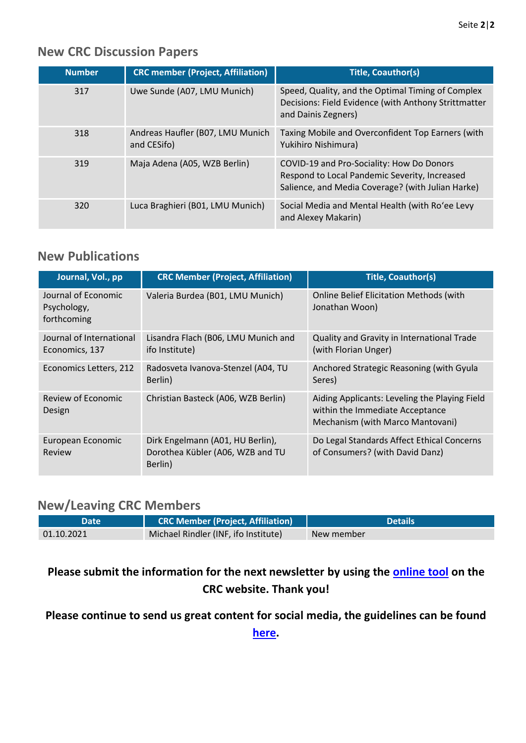## New CRC Discussion Papers

| Number | CRC member (Project, Affiliation) | Title, Coauthor(s) |
| --- | --- | --- |
| 317 | Uwe Sunde (A07, LMU Munich) | Speed, Quality, and the Optimal Timing of Complex Decisions: Field Evidence (with Anthony Strittmatter and Dainis Zegners) |
| 318 | Andreas Haufler (B07, LMU Munich and CESifo) | Taxing Mobile and Overconfident Top Earners (with Yukihiro Nishimura) |
| 319 | Maja Adena (A05, WZB Berlin) | COVID-19 and Pro-Sociality: How Do Donors Respond to Local Pandemic Severity, Increased Salience, and Media Coverage? (with Julian Harke) |
| 320 | Luca Braghieri (B01, LMU Munich) | Social Media and Mental Health (with Ro'ee Levy and Alexey Makarin) |

## New Publications

| Journal, Vol., pp | CRC Member (Project, Affiliation) | Title, Coauthor(s) |
| --- | --- | --- |
| Journal of Economic Psychology, forthcoming | Valeria Burdea (B01, LMU Munich) | Online Belief Elicitation Methods (with Jonathan Woon) |
| Journal of International Economics, 137 | Lisandra Flach (B06, LMU Munich and ifo Institute) | Quality and Gravity in International Trade (with Florian Unger) |
| Economics Letters, 212 | Radosveta Ivanova-Stenzel (A04, TU Berlin) | Anchored Strategic Reasoning (with Gyula Seres) |
| Review of Economic Design | Christian Basteck (A06, WZB Berlin) | Aiding Applicants: Leveling the Playing Field within the Immediate Acceptance Mechanism (with Marco Mantovani) |
| European Economic Review | Dirk Engelmann (A01, HU Berlin), Dorothea Kübler (A06, WZB and TU Berlin) | Do Legal Standards Affect Ethical Concerns of Consumers? (with David Danz) |

## New/Leaving CRC Members

| Date | CRC Member (Project, Affiliation) | Details |
| --- | --- | --- |
| 01.10.2021 | Michael Rindler (INF, ifo Institute) | New member |

**Please submit the information for the next newsletter by using the online tool on the CRC website. Thank you!**

**Please continue to send us great content for social media, the guidelines can be found here.**